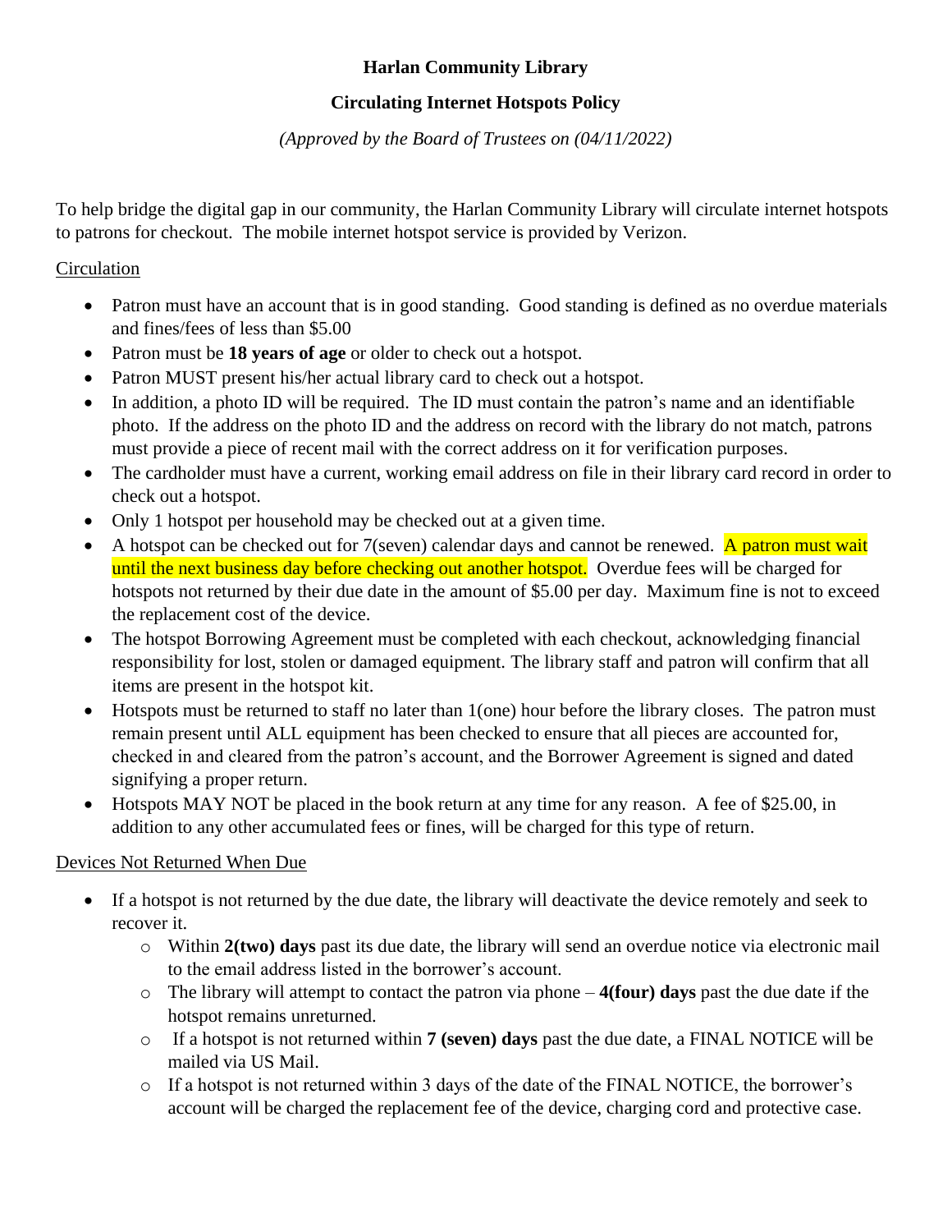# Harlan Community Library

## Circulating Internet Hotspots Policy

*(Approved by the Board of Trustees on (04/11/2022)*

To help bridge the digital gap in our community, the Harlan Community Library will circulate internet hotspots to patrons for checkout. The mobile internet hotspot service is provided by Verizon.

### Circulation

- Patron must have an account that is in good standing. Good standing is defined as no overdue materials and fines/fees of less than $5.00
- Patron must be **18 years of age** or older to check out a hotspot.
- Patron MUST present his/her actual library card to check out a hotspot.
- In addition, a photo ID will be required. The ID must contain the patron's name and an identifiable photo. If the address on the photo ID and the address on record with the library do not match, patrons must provide a piece of recent mail with the correct address on it for verification purposes.
- The cardholder must have a current, working email address on file in their library card record in order to check out a hotspot.
- Only 1 hotspot per household may be checked out at a given time.
- A hotspot can be checked out for 7(seven) calendar days and cannot be renewed. A patron must wait until the next business day before checking out another hotspot. Overdue fees will be charged for hotspots not returned by their due date in the amount of $5.00 per day. Maximum fine is not to exceed the replacement cost of the device.
- The hotspot Borrowing Agreement must be completed with each checkout, acknowledging financial responsibility for lost, stolen or damaged equipment. The library staff and patron will confirm that all items are present in the hotspot kit.
- Hotspots must be returned to staff no later than 1(one) hour before the library closes. The patron must remain present until ALL equipment has been checked to ensure that all pieces are accounted for, checked in and cleared from the patron's account, and the Borrower Agreement is signed and dated signifying a proper return.
- Hotspots MAY NOT be placed in the book return at any time for any reason. A fee of $25.00, in addition to any other accumulated fees or fines, will be charged for this type of return.

### Devices Not Returned When Due

- If a hotspot is not returned by the due date, the library will deactivate the device remotely and seek to recover it.
  - Within **2(two) days** past its due date, the library will send an overdue notice via electronic mail to the email address listed in the borrower's account.
  - The library will attempt to contact the patron via phone – **4(four) days** past the due date if the hotspot remains unreturned.
  - If a hotspot is not returned within **7 (seven) days** past the due date, a FINAL NOTICE will be mailed via US Mail.
  - If a hotspot is not returned within 3 days of the date of the FINAL NOTICE, the borrower's account will be charged the replacement fee of the device, charging cord and protective case.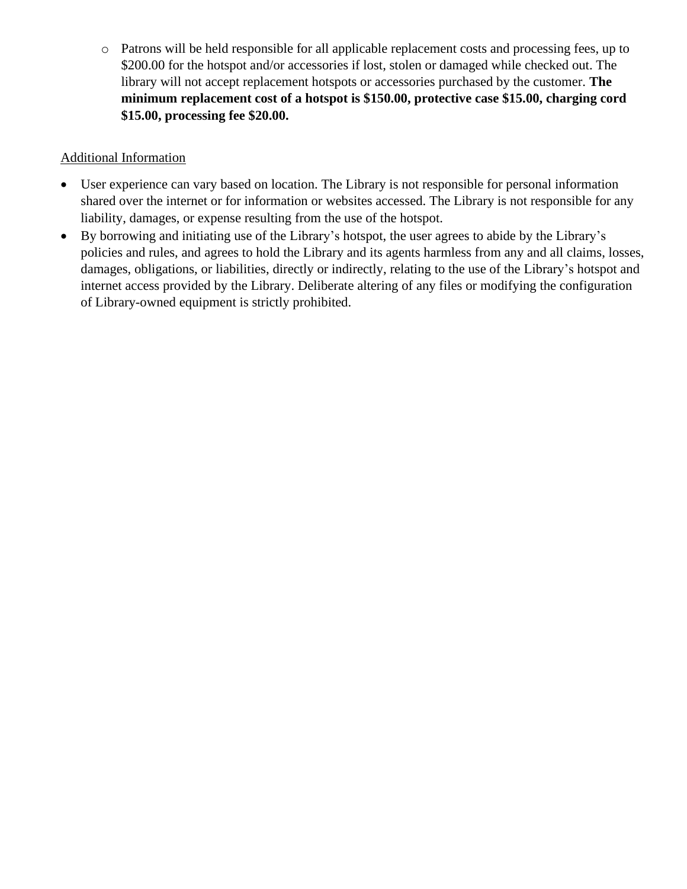- Patrons will be held responsible for all applicable replacement costs and processing fees, up to $200.00 for the hotspot and/or accessories if lost, stolen or damaged while checked out. The library will not accept replacement hotspots or accessories purchased by the customer. **The minimum replacement cost of a hotspot is $150.00, protective case $15.00, charging cord $15.00, processing fee $20.00.**

<u>Additional Information</u>

- User experience can vary based on location. The Library is not responsible for personal information shared over the internet or for information or websites accessed. The Library is not responsible for any liability, damages, or expense resulting from the use of the hotspot.
- By borrowing and initiating use of the Library's hotspot, the user agrees to abide by the Library's policies and rules, and agrees to hold the Library and its agents harmless from any and all claims, losses, damages, obligations, or liabilities, directly or indirectly, relating to the use of the Library's hotspot and internet access provided by the Library. Deliberate altering of any files or modifying the configuration of Library-owned equipment is strictly prohibited.